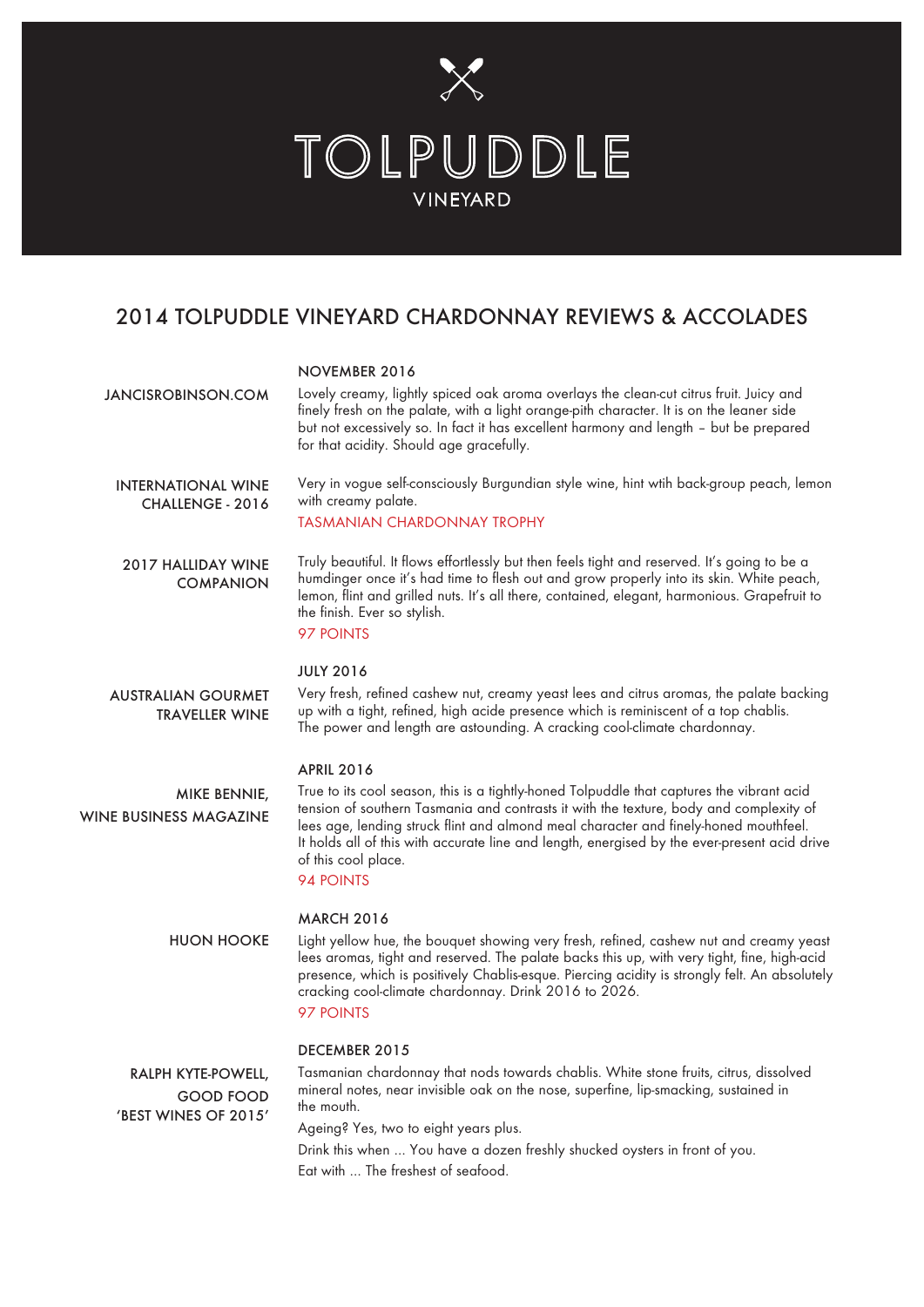# TOLPUDDLE

VINEYARD

## 2014 TOLPUDDLE VINEYARD CHARDONNAY REVIEWS & ACCOLADES

### NOVEMBER 2016

**JANCISROBINSON.COM**

Lovely creamy, lightly spiced oak aroma overlays the clean-cut citrus fruit. Juicy and finely fresh on the palate, with a light orange-pith character. It is on the leaner side but not excessively so. In fact it has excellent harmony and length – but be prepared for that acidity. Should age gracefully.

**INTERNATIONAL WINE CHALLENGE - 2016**

Very in vogue self-consciously Burgundian style wine, hint wtih back-group peach, lemon with creamy palate.

TASMANIAN CHARDONNAY TROPHY

**2017 HALLIDAY WINE COMPANION**

Truly beautiful. It flows effortlessly but then feels tight and reserved. It's going to be a humdinger once it's had time to flesh out and grow properly into its skin. White peach, lemon, flint and grilled nuts. It's all there, contained, elegant, harmonious. Grapefruit to the finish. Ever so stylish.

97 POINTS

### JULY 2016

**AUSTRALIAN GOURMET TRAVELLER WINE**

Very fresh, refined cashew nut, creamy yeast lees and citrus aromas, the palate backing up with a tight, refined, high acide presence which is reminiscent of a top chablis. The power and length are astounding. A cracking cool-climate chardonnay.

### APRIL 2016

**MIKE BENNIE, WINE BUSINESS MAGAZINE**

True to its cool season, this is a tightly-honed Tolpuddle that captures the vibrant acid tension of southern Tasmania and contrasts it with the texture, body and complexity of lees age, lending struck flint and almond meal character and finely-honed mouthfeel. It holds all of this with accurate line and length, energised by the ever-present acid drive of this cool place.

94 POINTS

### MARCH 2016

**HUON HOOKE**

Light yellow hue, the bouquet showing very fresh, refined, cashew nut and creamy yeast lees aromas, tight and reserved. The palate backs this up, with very tight, fine, high-acid presence, which is positively Chablis-esque. Piercing acidity is strongly felt. An absolutely cracking cool-climate chardonnay. Drink 2016 to 2026.

97 POINTS

### DECEMBER 2015

**RALPH KYTE-POWELL, GOOD FOOD 'BEST WINES OF 2015'**

Tasmanian chardonnay that nods towards chablis. White stone fruits, citrus, dissolved mineral notes, near invisible oak on the nose, superfine, lip-smacking, sustained in the mouth.

Ageing? Yes, two to eight years plus.

Drink this when ... You have a dozen freshly shucked oysters in front of you.

Eat with ... The freshest of seafood.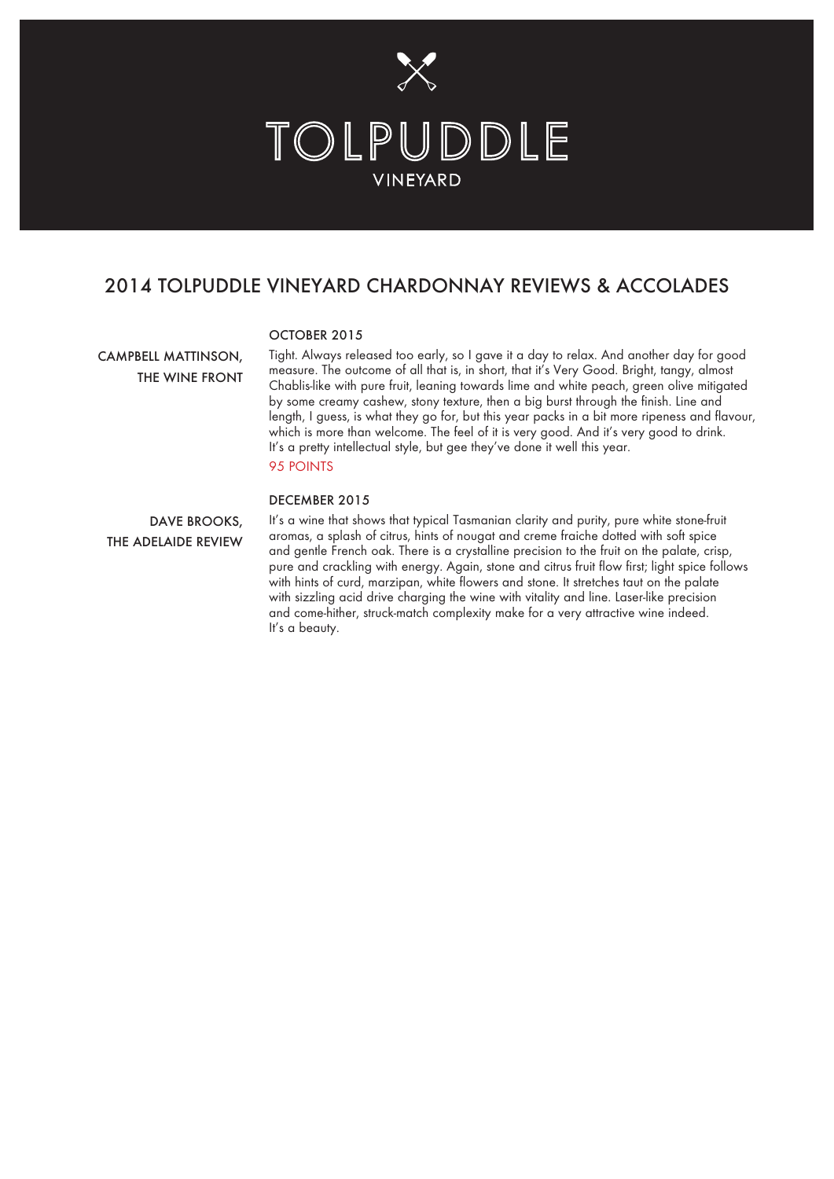# TOLPUDDLE

VINEYARD

## 2014 TOLPUDDLE VINEYARD CHARDONNAY REVIEWS & ACCOLADES

**CAMPBELL MATTINSON, THE WINE FRONT**

**OCTOBER 2015**

Tight. Always released too early, so I gave it a day to relax. And another day for good measure. The outcome of all that is, in short, that it's Very Good. Bright, tangy, almost Chablis-like with pure fruit, leaning towards lime and white peach, green olive mitigated by some creamy cashew, stony texture, then a big burst through the finish. Line and length, I guess, is what they go for, but this year packs in a bit more ripeness and flavour, which is more than welcome. The feel of it is very good. And it's very good to drink. It's a pretty intellectual style, but gee they've done it well this year.

95 POINTS

**DAVE BROOKS, THE ADELAIDE REVIEW**

**DECEMBER 2015**

It's a wine that shows that typical Tasmanian clarity and purity, pure white stone-fruit aromas, a splash of citrus, hints of nougat and creme fraiche dotted with soft spice and gentle French oak. There is a crystalline precision to the fruit on the palate, crisp, pure and crackling with energy. Again, stone and citrus fruit flow first; light spice follows with hints of curd, marzipan, white flowers and stone. It stretches taut on the palate with sizzling acid drive charging the wine with vitality and line. Laser-like precision and come-hither, struck-match complexity make for a very attractive wine indeed. It's a beauty.